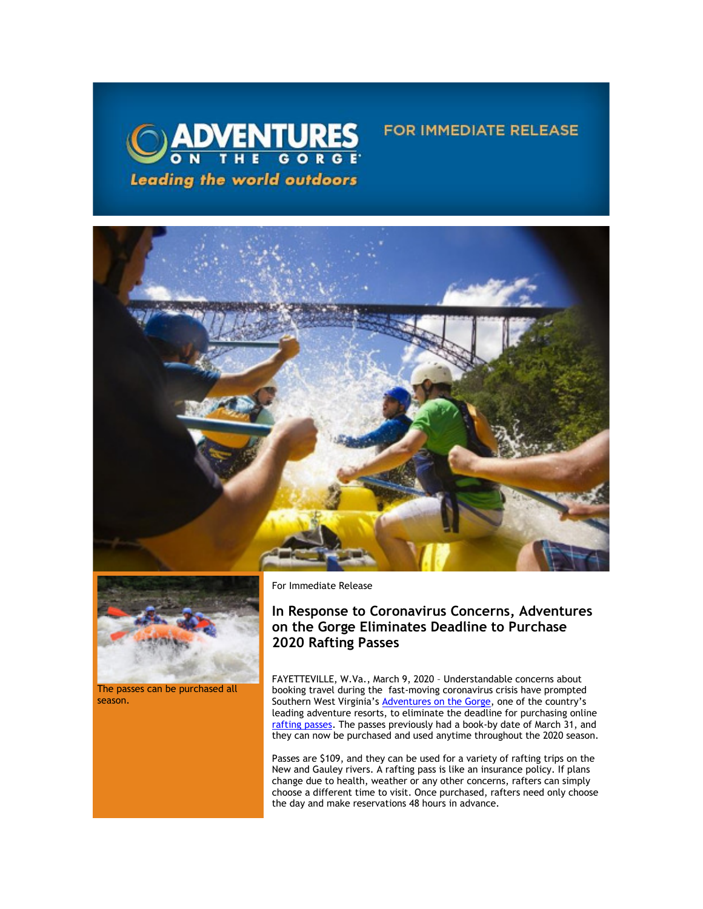ADVENTURES ON THE GORGE

*Leading the world outdoors*

FOR IMMEDIATE RELEASE

The passes can be purchased all season.

For Immediate Release

## In Response to Coronavirus Concerns, Adventures on the Gorge Eliminates Deadline to Purchase 2020 Rafting Passes

FAYETTEVILLE, W.Va., March 9, 2020 – Understandable concerns about booking travel during the fast-moving coronavirus crisis have prompted Southern West Virginia's Adventures on the Gorge, one of the country's leading adventure resorts, to eliminate the deadline for purchasing online rafting passes. The passes previously had a book-by date of March 31, and they can now be purchased and used anytime throughout the 2020 season.

Passes are $109, and they can be used for a variety of rafting trips on the New and Gauley rivers. A rafting pass is like an insurance policy. If plans change due to health, weather or any other concerns, rafters can simply choose a different time to visit. Once purchased, rafters need only choose the day and make reservations 48 hours in advance.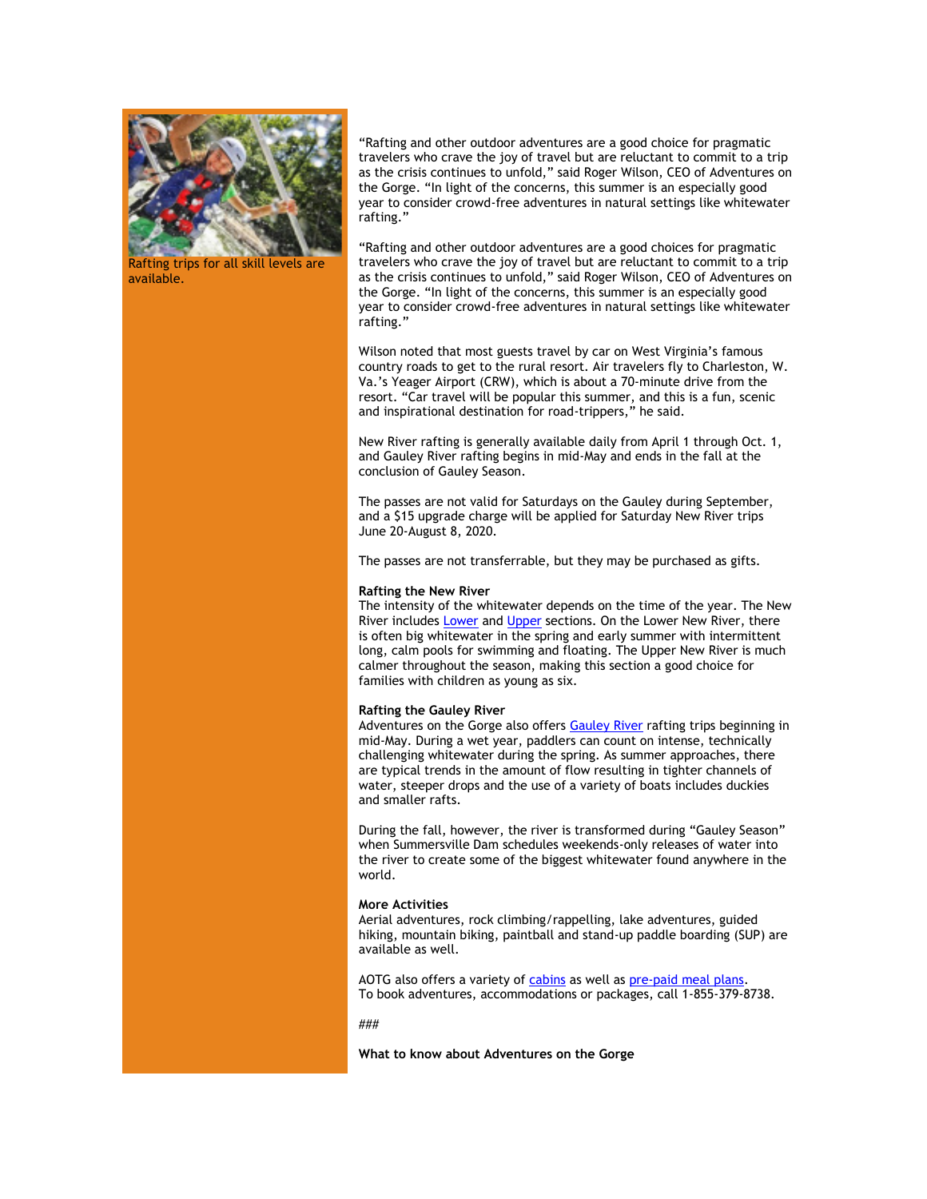Rafting trips for all skill levels are available.

"Rafting and other outdoor adventures are a good choice for pragmatic travelers who crave the joy of travel but are reluctant to commit to a trip as the crisis continues to unfold," said Roger Wilson, CEO of Adventures on the Gorge. "In light of the concerns, this summer is an especially good year to consider crowd-free adventures in natural settings like whitewater rafting."

"Rafting and other outdoor adventures are a good choices for pragmatic travelers who crave the joy of travel but are reluctant to commit to a trip as the crisis continues to unfold," said Roger Wilson, CEO of Adventures on the Gorge. "In light of the concerns, this summer is an especially good year to consider crowd-free adventures in natural settings like whitewater rafting."

Wilson noted that most guests travel by car on West Virginia's famous country roads to get to the rural resort. Air travelers fly to Charleston, W. Va.'s Yeager Airport (CRW), which is about a 70-minute drive from the resort. "Car travel will be popular this summer, and this is a fun, scenic and inspirational destination for road-trippers," he said.

New River rafting is generally available daily from April 1 through Oct. 1, and Gauley River rafting begins in mid-May and ends in the fall at the conclusion of Gauley Season.

The passes are not valid for Saturdays on the Gauley during September, and a $15 upgrade charge will be applied for Saturday New River trips June 20-August 8, 2020.

The passes are not transferrable, but they may be purchased as gifts.

**Rafting the New River**
The intensity of the whitewater depends on the time of the year. The New River includes Lower and Upper sections. On the Lower New River, there is often big whitewater in the spring and early summer with intermittent long, calm pools for swimming and floating. The Upper New River is much calmer throughout the season, making this section a good choice for families with children as young as six.

**Rafting the Gauley River**
Adventures on the Gorge also offers Gauley River rafting trips beginning in mid-May. During a wet year, paddlers can count on intense, technically challenging whitewater during the spring. As summer approaches, there are typical trends in the amount of flow resulting in tighter channels of water, steeper drops and the use of a variety of boats includes duckies and smaller rafts.

During the fall, however, the river is transformed during "Gauley Season" when Summersville Dam schedules weekends-only releases of water into the river to create some of the biggest whitewater found anywhere in the world.

**More Activities**
Aerial adventures, rock climbing/rappelling, lake adventures, guided hiking, mountain biking, paintball and stand-up paddle boarding (SUP) are available as well.

AOTG also offers a variety of cabins as well as pre-paid meal plans.
To book adventures, accommodations or packages, call 1-855-379-8738.

###

**What to know about Adventures on the Gorge**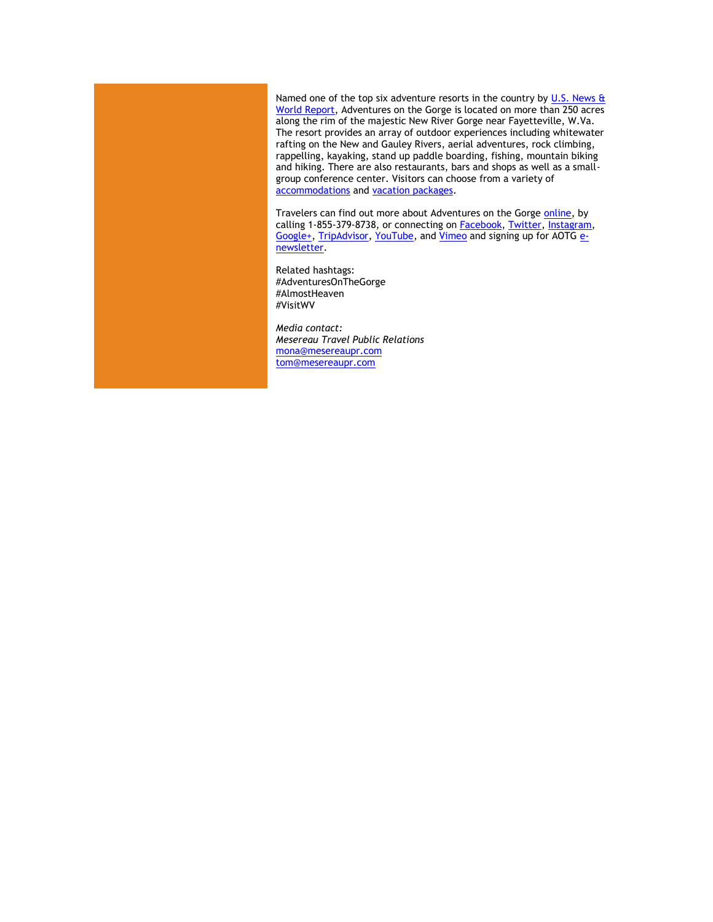Named one of the top six adventure resorts in the country by U.S. News & World Report, Adventures on the Gorge is located on more than 250 acres along the rim of the majestic New River Gorge near Fayetteville, W.Va. The resort provides an array of outdoor experiences including whitewater rafting on the New and Gauley Rivers, aerial adventures, rock climbing, rappelling, kayaking, stand up paddle boarding, fishing, mountain biking and hiking. There are also restaurants, bars and shops as well as a small-group conference center. Visitors can choose from a variety of accommodations and vacation packages.

Travelers can find out more about Adventures on the Gorge online, by calling 1-855-379-8738, or connecting on Facebook, Twitter, Instagram, Google+, TripAdvisor, YouTube, and Vimeo and signing up for AOTG e-newsletter.

Related hashtags:
#AdventuresOnTheGorge
#AlmostHeaven
#VisitWV

*Media contact:*
*Mesereau Travel Public Relations*
mona@mesereaupr.com
tom@mesereaupr.com